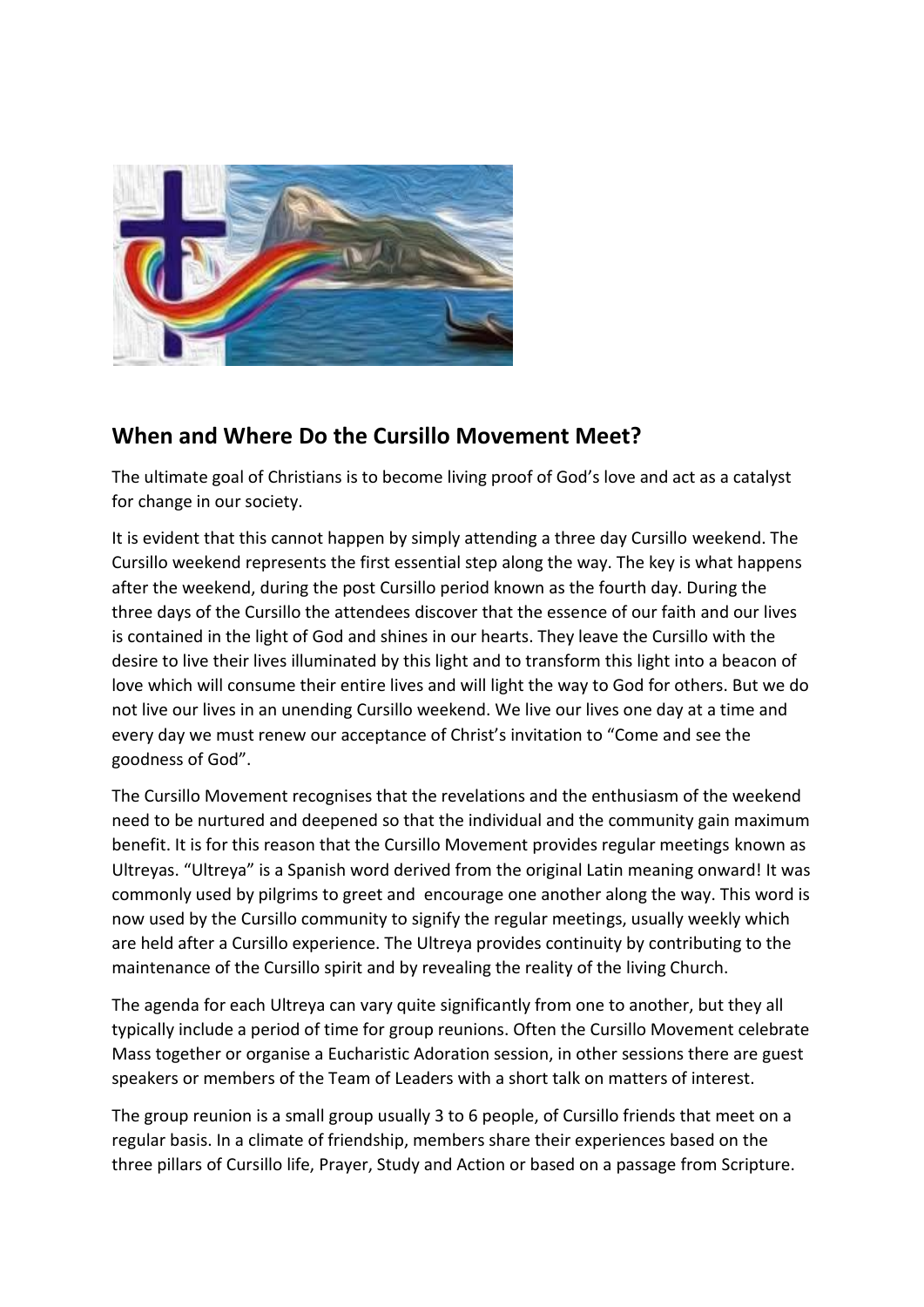## When and Where Do the Cursillo Movement Meet?

The ultimate goal of Christians is to become living proof of God's love and act as a catalyst for change in our society.

It is evident that this cannot happen by simply attending a three day Cursillo weekend. The Cursillo weekend represents the first essential step along the way. The key is what happens after the weekend, during the post Cursillo period known as the fourth day. During the three days of the Cursillo the attendees discover that the essence of our faith and our lives is contained in the light of God and shines in our hearts. They leave the Cursillo with the desire to live their lives illuminated by this light and to transform this light into a beacon of love which will consume their entire lives and will light the way to God for others. But we do not live our lives in an unending Cursillo weekend. We live our lives one day at a time and every day we must renew our acceptance of Christ's invitation to "Come and see the goodness of God".

The Cursillo Movement recognises that the revelations and the enthusiasm of the weekend need to be nurtured and deepened so that the individual and the community gain maximum benefit. It is for this reason that the Cursillo Movement provides regular meetings known as Ultreyas. "Ultreya" is a Spanish word derived from the original Latin meaning onward! It was commonly used by pilgrims to greet and encourage one another along the way. This word is now used by the Cursillo community to signify the regular meetings, usually weekly which are held after a Cursillo experience. The Ultreya provides continuity by contributing to the maintenance of the Cursillo spirit and by revealing the reality of the living Church.

The agenda for each Ultreya can vary quite significantly from one to another, but they all typically include a period of time for group reunions. Often the Cursillo Movement celebrate Mass together or organise a Eucharistic Adoration session, in other sessions there are guest speakers or members of the Team of Leaders with a short talk on matters of interest.

The group reunion is a small group usually 3 to 6 people, of Cursillo friends that meet on a regular basis. In a climate of friendship, members share their experiences based on the three pillars of Cursillo life, Prayer, Study and Action or based on a passage from Scripture.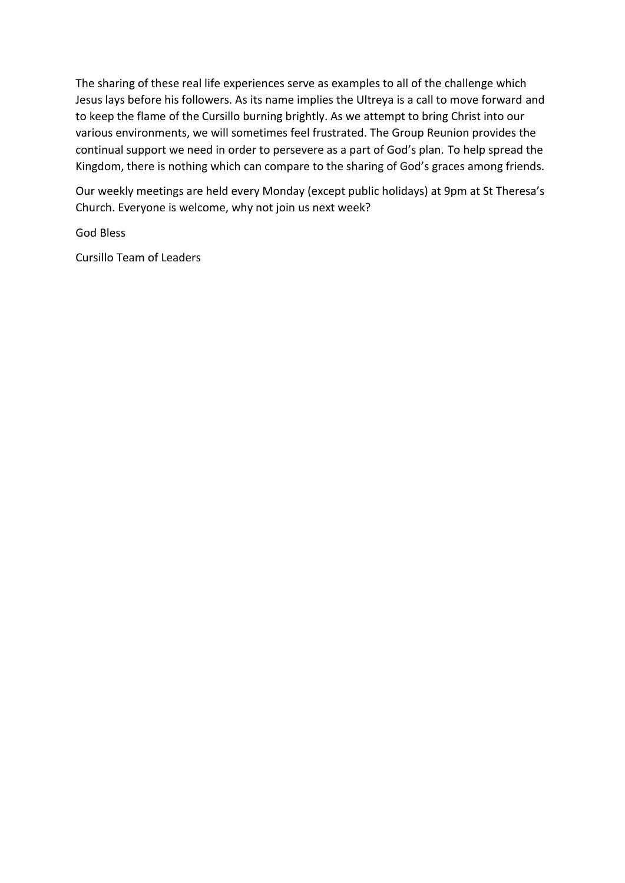The sharing of these real life experiences serve as examples to all of the challenge which Jesus lays before his followers. As its name implies the Ultreya is a call to move forward and to keep the flame of the Cursillo burning brightly. As we attempt to bring Christ into our various environments, we will sometimes feel frustrated. The Group Reunion provides the continual support we need in order to persevere as a part of God's plan. To help spread the Kingdom, there is nothing which can compare to the sharing of God's graces among friends.

Our weekly meetings are held every Monday (except public holidays) at 9pm at St Theresa's Church. Everyone is welcome, why not join us next week?

God Bless

Cursillo Team of Leaders